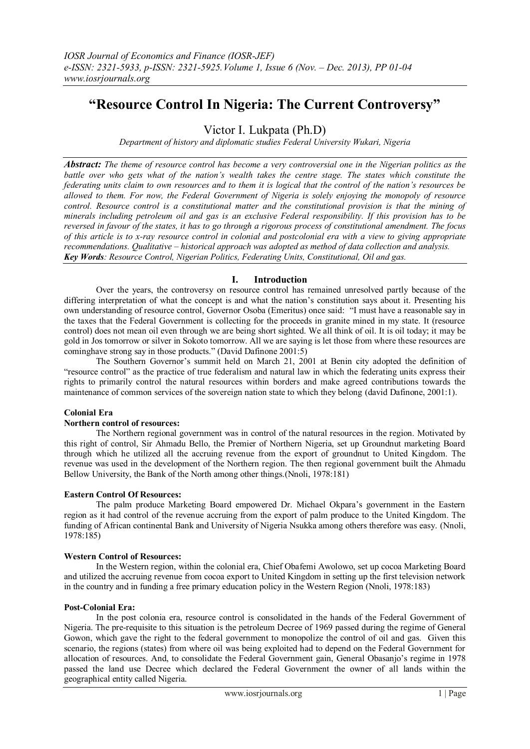# "Resource Control In Nigeria: The Current Controversy"

Victor I. Lukpata (Ph.D)

*Department of history and diplomatic studies Federal University Wukari, Nigeria*

***Abstract:*** *The theme of resource control has become a very controversial one in the Nigerian politics as the battle over who gets what of the nation's wealth takes the centre stage. The states which constitute the federating units claim to own resources and to them it is logical that the control of the nation's resources be allowed to them. For now, the Federal Government of Nigeria is solely enjoying the monopoly of resource control. Resource control is a constitutional matter and the constitutional provision is that the mining of minerals including petroleum oil and gas is an exclusive Federal responsibility. If this provision has to be reversed in favour of the states, it has to go through a rigorous process of constitutional amendment. The focus of this article is to x-ray resource control in colonial and postcolonial era with a view to giving appropriate recommendations. Qualitative – historical approach was adopted as method of data collection and analysis.*

***Key Words****: Resource Control, Nigerian Politics, Federating Units, Constitutional, Oil and gas.*

## I. Introduction

Over the years, the controversy on resource control has remained unresolved partly because of the differing interpretation of what the concept is and what the nation's constitution says about it. Presenting his own understanding of resource control, Governor Osoba (Emeritus) once said: "I must have a reasonable say in the taxes that the Federal Government is collecting for the proceeds in granite mined in my state. It (resource control) does not mean oil even through we are being short sighted. We all think of oil. It is oil today; it may be gold in Jos tomorrow or silver in Sokoto tomorrow. All we are saying is let those from where these resources are cominghave strong say in those products." (David Dafinone 2001:5)

The Southern Governor's summit held on March 21, 2001 at Benin city adopted the definition of "resource control" as the practice of true federalism and natural law in which the federating units express their rights to primarily control the natural resources within borders and make agreed contributions towards the maintenance of common services of the sovereign nation state to which they belong (david Dafinone, 2001:1).

### Colonial Era

#### Northern control of resources:

The Northern regional government was in control of the natural resources in the region. Motivated by this right of control, Sir Ahmadu Bello, the Premier of Northern Nigeria, set up Groundnut marketing Board through which he utilized all the accruing revenue from the export of groundnut to United Kingdom. The revenue was used in the development of the Northern region. The then regional government built the Ahmadu Bellow University, the Bank of the North among other things.(Nnoli, 1978:181)

#### Eastern Control Of Resources:

The palm produce Marketing Board empowered Dr. Michael Okpara's government in the Eastern region as it had control of the revenue accruing from the export of palm produce to the United Kingdom. The funding of African continental Bank and University of Nigeria Nsukka among others therefore was easy. (Nnoli, 1978:185)

#### Western Control of Resources:

In the Western region, within the colonial era, Chief Obafemi Awolowo, set up cocoa Marketing Board and utilized the accruing revenue from cocoa export to United Kingdom in setting up the first television network in the country and in funding a free primary education policy in the Western Region (Nnoli, 1978:183)

### Post-Colonial Era:

In the post colonia era, resource control is consolidated in the hands of the Federal Government of Nigeria. The pre-requisite to this situation is the petroleum Decree of 1969 passed during the regime of General Gowon, which gave the right to the federal government to monopolize the control of oil and gas. Given this scenario, the regions (states) from where oil was being exploited had to depend on the Federal Government for allocation of resources. And, to consolidate the Federal Government gain, General Obasanjo's regime in 1978 passed the land use Decree which declared the Federal Government the owner of all lands within the geographical entity called Nigeria.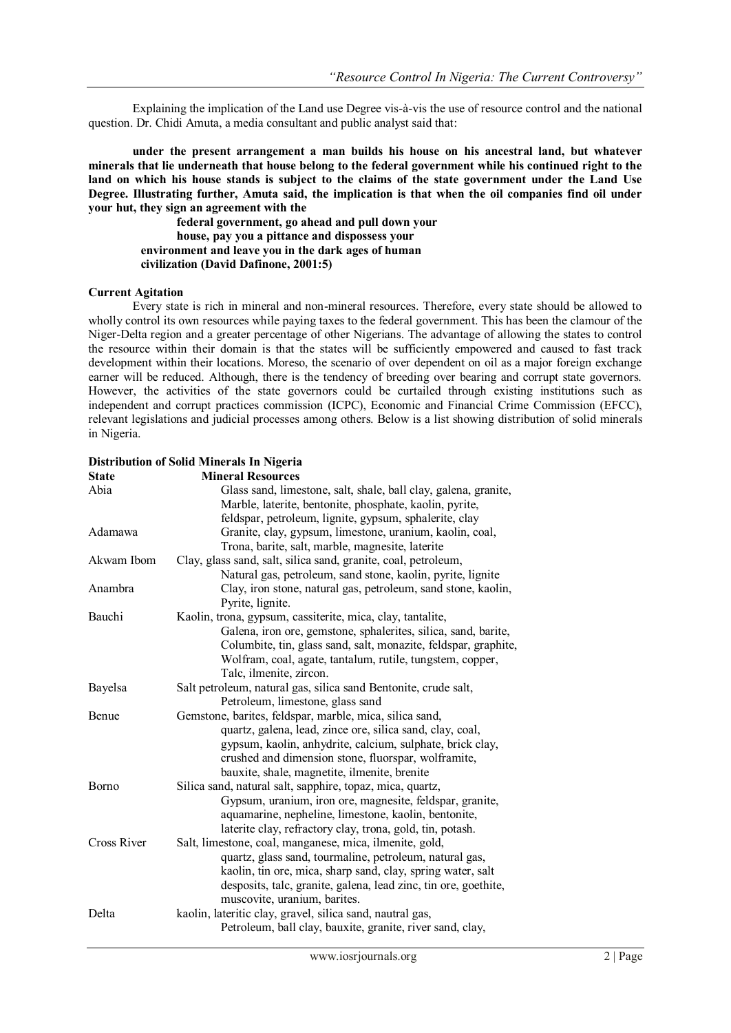Explaining the implication of the Land use Degree vis-à-vis the use of resource control and the national question. Dr. Chidi Amuta, a media consultant and public analyst said that:

**under the present arrangement a man builds his house on his ancestral land, but whatever minerals that lie underneath that house belong to the federal government while his continued right to the land on which his house stands is subject to the claims of the state government under the Land Use Degree. Illustrating further, Amuta said, the implication is that when the oil companies find oil under your hut, they sign an agreement with the federal government, go ahead and pull down your house, pay you a pittance and dispossess your environment and leave you in the dark ages of human civilization (David Dafinone, 2001:5)**

**Current Agitation**

Every state is rich in mineral and non-mineral resources. Therefore, every state should be allowed to wholly control its own resources while paying taxes to the federal government. This has been the clamour of the Niger-Delta region and a greater percentage of other Nigerians. The advantage of allowing the states to control the resource within their domain is that the states will be sufficiently empowered and caused to fast track development within their locations. Moreso, the scenario of over dependent on oil as a major foreign exchange earner will be reduced. Although, there is the tendency of breeding over bearing and corrupt state governors. However, the activities of the state governors could be curtailed through existing institutions such as independent and corrupt practices commission (ICPC), Economic and Financial Crime Commission (EFCC), relevant legislations and judicial processes among others. Below is a list showing distribution of solid minerals in Nigeria.

**Distribution of Solid Minerals In Nigeria**

| State | Mineral Resources |
|---|---|
| Abia | Glass sand, limestone, salt, shale, ball clay, galena, granite, Marble, laterite, bentonite, phosphate, kaolin, pyrite, feldspar, petroleum, lignite, gypsum, sphalerite, clay |
| Adamawa | Granite, clay, gypsum, limestone, uranium, kaolin, coal, Trona, barite, salt, marble, magnesite, laterite |
| Akwam Ibom | Clay, glass sand, salt, silica sand, granite, coal, petroleum, Natural gas, petroleum, sand stone, kaolin, pyrite, lignite |
| Anambra | Clay, iron stone, natural gas, petroleum, sand stone, kaolin, Pyrite, lignite. |
| Bauchi | Kaolin, trona, gypsum, cassiterite, mica, clay, tantalite, Galena, iron ore, gemstone, sphalerites, silica, sand, barite, Columbite, tin, glass sand, salt, monazite, feldspar, graphite, Wolfram, coal, agate, tantalum, rutile, tungstem, copper, Talc, ilmenite, zircon. |
| Bayelsa | Salt petroleum, natural gas, silica sand Bentonite, crude salt, Petroleum, limestone, glass sand |
| Benue | Gemstone, barites, feldspar, marble, mica, silica sand, quartz, galena, lead, zince ore, silica sand, clay, coal, gypsum, kaolin, anhydrite, calcium, sulphate, brick clay, crushed and dimension stone, fluorspar, wolframite, bauxite, shale, magnetite, ilmenite, brenite |
| Borno | Silica sand, natural salt, sapphire, topaz, mica, quartz, Gypsum, uranium, iron ore, magnesite, feldspar, granite, aquamarine, nepheline, limestone, kaolin, bentonite, laterite clay, refractory clay, trona, gold, tin, potash. |
| Cross River | Salt, limestone, coal, manganese, mica, ilmenite, gold, quartz, glass sand, tourmaline, petroleum, natural gas, kaolin, tin ore, mica, sharp sand, clay, spring water, salt desposits, talc, granite, galena, lead zinc, tin ore, goethite, muscovite, uranium, barites. |
| Delta | kaolin, lateritic clay, gravel, silica sand, nautral gas, Petroleum, ball clay, bauxite, granite, river sand, clay, |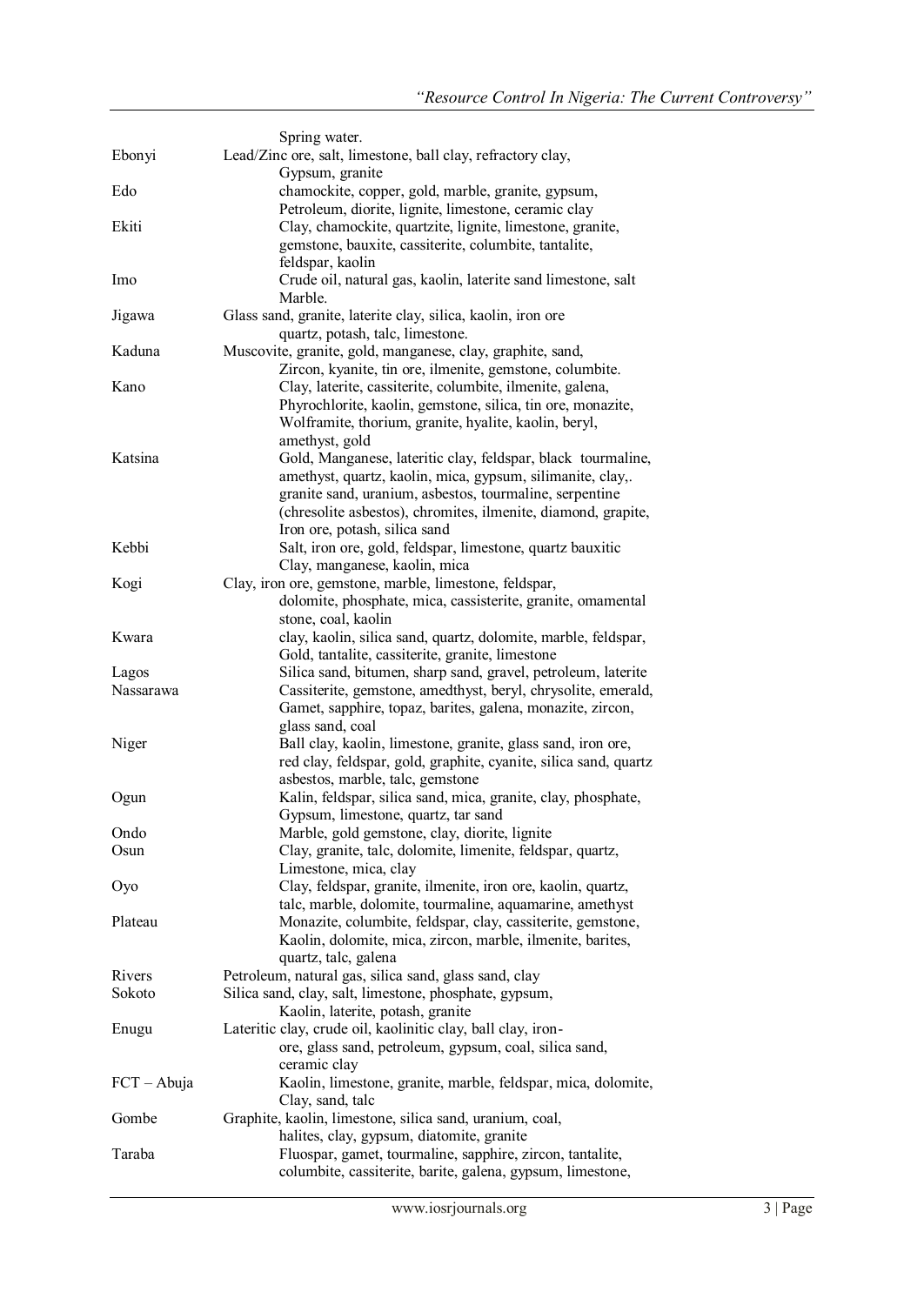| | |
|---|---|
| | Spring water. |
| Ebonyi | Lead/Zinc ore, salt, limestone, ball clay, refractory clay, Gypsum, granite |
| Edo | chamockite, copper, gold, marble, granite, gypsum, Petroleum, diorite, lignite, limestone, ceramic clay |
| Ekiti | Clay, chamockite, quartzite, lignite, limestone, granite, gemstone, bauxite, cassiterite, columbite, tantalite, feldspar, kaolin |
| Imo | Crude oil, natural gas, kaolin, laterite sand limestone, salt Marble. |
| Jigawa | Glass sand, granite, laterite clay, silica, kaolin, iron ore quartz, potash, talc, limestone. |
| Kaduna | Muscovite, granite, gold, manganese, clay, graphite, sand, Zircon, kyanite, tin ore, ilmenite, gemstone, columbite. |
| Kano | Clay, laterite, cassiterite, columbite, ilmenite, galena, Phyrochlorite, kaolin, gemstone, silica, tin ore, monazite, Wolframite, thorium, granite, hyalite, kaolin, beryl, amethyst, gold |
| Katsina | Gold, Manganese, lateritic clay, feldspar, black tourmaline, amethyst, quartz, kaolin, mica, gypsum, silimanite, clay,. granite sand, uranium, asbestos, tourmaline, serpentine (chresolite asbestos), chromites, ilmenite, diamond, grapite, Iron ore, potash, silica sand |
| Kebbi | Salt, iron ore, gold, feldspar, limestone, quartz bauxitic Clay, manganese, kaolin, mica |
| Kogi | Clay, iron ore, gemstone, marble, limestone, feldspar, dolomite, phosphate, mica, cassisterite, granite, omamental stone, coal, kaolin |
| Kwara | clay, kaolin, silica sand, quartz, dolomite, marble, feldspar, Gold, tantalite, cassiterite, granite, limestone |
| Lagos | Silica sand, bitumen, sharp sand, gravel, petroleum, laterite |
| Nassarawa | Cassiterite, gemstone, amedthyst, beryl, chrysolite, emerald, Gamet, sapphire, topaz, barites, galena, monazite, zircon, glass sand, coal |
| Niger | Ball clay, kaolin, limestone, granite, glass sand, iron ore, red clay, feldspar, gold, graphite, cyanite, silica sand, quartz asbestos, marble, talc, gemstone |
| Ogun | Kalin, feldspar, silica sand, mica, granite, clay, phosphate, Gypsum, limestone, quartz, tar sand |
| Ondo | Marble, gold gemstone, clay, diorite, lignite |
| Osun | Clay, granite, talc, dolomite, limenite, feldspar, quartz, Limestone, mica, clay |
| Oyo | Clay, feldspar, granite, ilmenite, iron ore, kaolin, quartz, talc, marble, dolomite, tourmaline, aquamarine, amethyst |
| Plateau | Monazite, columbite, feldspar, clay, cassiterite, gemstone, Kaolin, dolomite, mica, zircon, marble, ilmenite, barites, quartz, talc, galena |
| Rivers | Petroleum, natural gas, silica sand, glass sand, clay |
| Sokoto | Silica sand, clay, salt, limestone, phosphate, gypsum, Kaolin, laterite, potash, granite |
| Enugu | Lateritic clay, crude oil, kaolinitic clay, ball clay, iron-ore, glass sand, petroleum, gypsum, coal, silica sand, ceramic clay |
| FCT – Abuja | Kaolin, limestone, granite, marble, feldspar, mica, dolomite, Clay, sand, talc |
| Gombe | Graphite, kaolin, limestone, silica sand, uranium, coal, halites, clay, gypsum, diatomite, granite |
| Taraba | Fluospar, gamet, tourmaline, sapphire, zircon, tantalite, columbite, cassiterite, barite, galena, gypsum, limestone, |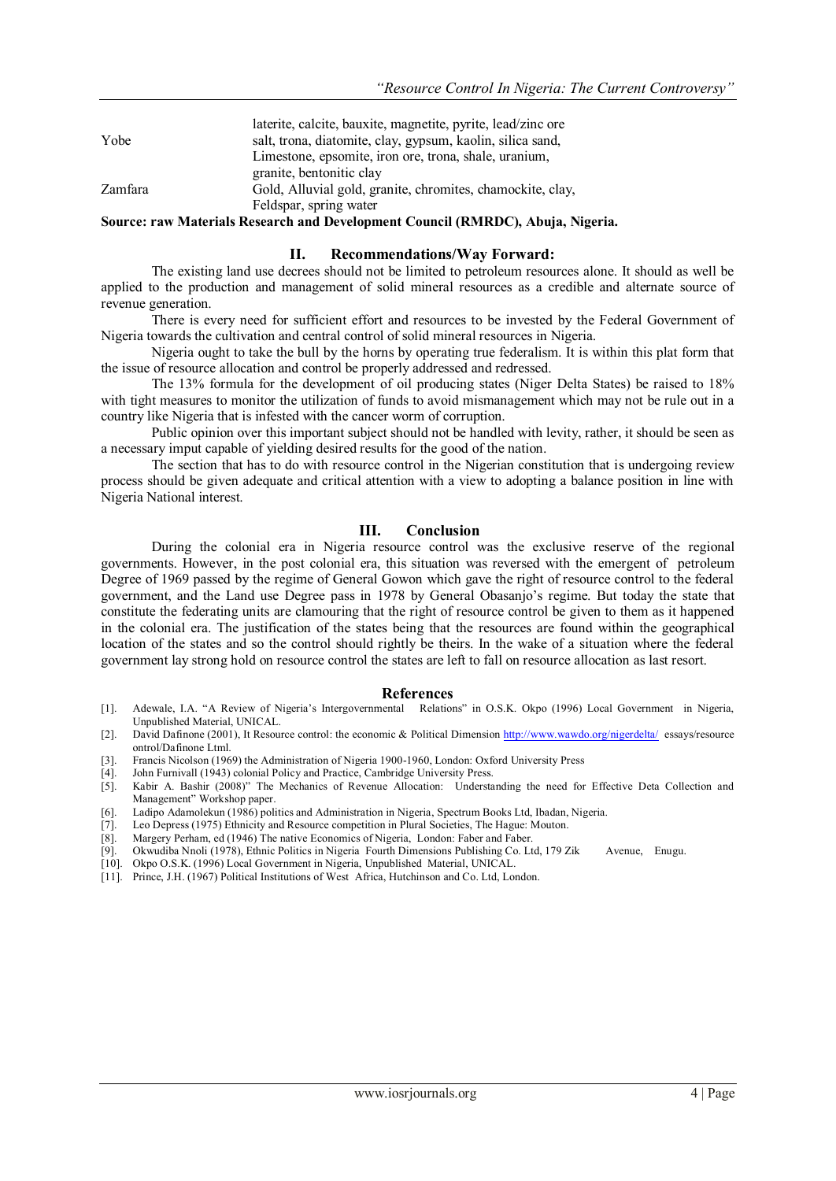| | |
|---|---|
| | laterite, calcite, bauxite, magnetite, pyrite, lead/zinc ore |
| Yobe | salt, trona, diatomite, clay, gypsum, kaolin, silica sand, Limestone, epsomite, iron ore, trona, shale, uranium, granite, bentonitic clay |
| Zamfara | Gold, Alluvial gold, granite, chromites, chamockite, clay, Feldspar, spring water |

**Source: raw Materials Research and Development Council (RMRDC), Abuja, Nigeria.**

## II. Recommendations/Way Forward:

The existing land use decrees should not be limited to petroleum resources alone. It should as well be applied to the production and management of solid mineral resources as a credible and alternate source of revenue generation.

There is every need for sufficient effort and resources to be invested by the Federal Government of Nigeria towards the cultivation and central control of solid mineral resources in Nigeria.

Nigeria ought to take the bull by the horns by operating true federalism. It is within this plat form that the issue of resource allocation and control be properly addressed and redressed.

The 13% formula for the development of oil producing states (Niger Delta States) be raised to 18% with tight measures to monitor the utilization of funds to avoid mismanagement which may not be rule out in a country like Nigeria that is infested with the cancer worm of corruption.

Public opinion over this important subject should not be handled with levity, rather, it should be seen as a necessary imput capable of yielding desired results for the good of the nation.

The section that has to do with resource control in the Nigerian constitution that is undergoing review process should be given adequate and critical attention with a view to adopting a balance position in line with Nigeria National interest.

## III. Conclusion

During the colonial era in Nigeria resource control was the exclusive reserve of the regional governments. However, in the post colonial era, this situation was reversed with the emergent of petroleum Degree of 1969 passed by the regime of General Gowon which gave the right of resource control to the federal government, and the Land use Degree pass in 1978 by General Obasanjo's regime. But today the state that constitute the federating units are clamouring that the right of resource control be given to them as it happened in the colonial era. The justification of the states being that the resources are found within the geographical location of the states and so the control should rightly be theirs. In the wake of a situation where the federal government lay strong hold on resource control the states are left to fall on resource allocation as last resort.

## References

[1]. Adewale, I.A. "A Review of Nigeria's Intergovernmental Relations" in O.S.K. Okpo (1996) Local Government in Nigeria, Unpublished Material, UNICAL.

[2]. David Dafinone (2001), It Resource control: the economic & Political Dimension http://www.wawdo.org/nigerdelta/ essays/resource ontrol/Dafinone Ltml.

[3]. Francis Nicolson (1969) the Administration of Nigeria 1900-1960, London: Oxford University Press

[4]. John Furnivall (1943) colonial Policy and Practice, Cambridge University Press.

[5]. Kabir A. Bashir (2008)" The Mechanics of Revenue Allocation: Understanding the need for Effective Deta Collection and Management" Workshop paper.

[6]. Ladipo Adamolekun (1986) politics and Administration in Nigeria, Spectrum Books Ltd, Ibadan, Nigeria.

[7]. Leo Depress (1975) Ethnicity and Resource competition in Plural Societies, The Hague: Mouton.

[8]. Margery Perham, ed (1946) The native Economics of Nigeria, London: Faber and Faber.

[9]. Okwudiba Nnoli (1978), Ethnic Politics in Nigeria Fourth Dimensions Publishing Co. Ltd, 179 Zik Avenue, Enugu.

[10]. Okpo O.S.K. (1996) Local Government in Nigeria, Unpublished Material, UNICAL.

[11]. Prince, J.H. (1967) Political Institutions of West Africa, Hutchinson and Co. Ltd, London.